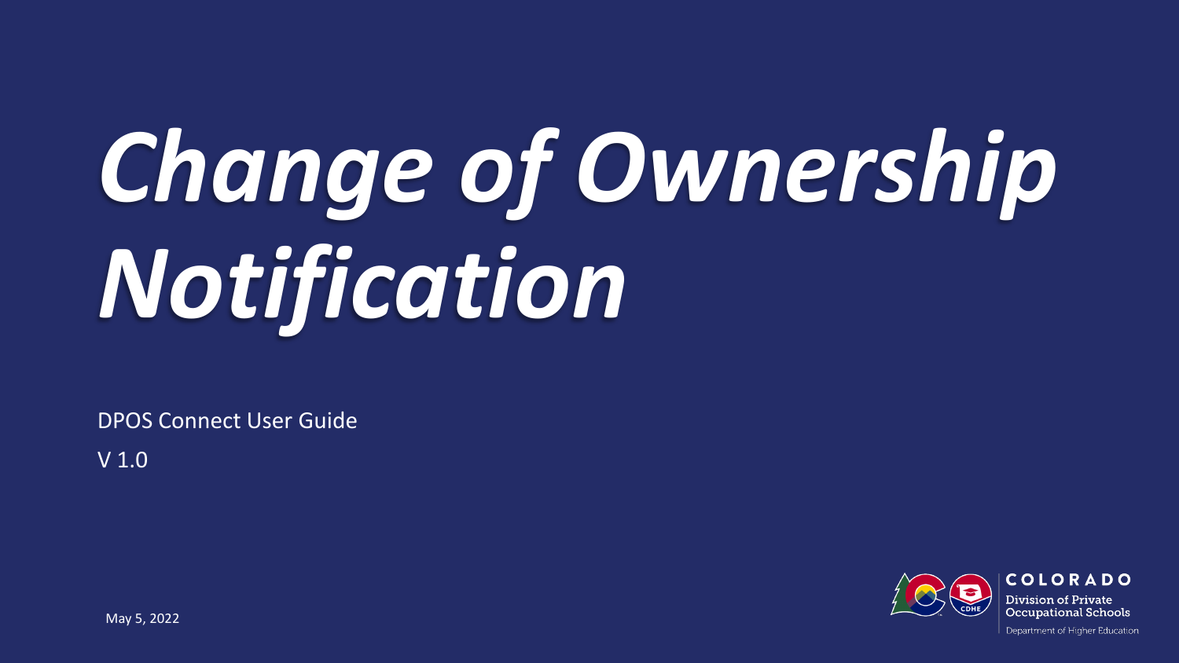# *Change of Ownership Notification*

DPOS Connect User Guide

V 1.0

May 5, 2022

COLORADO

Division of Private Occupational Schools

Department of Higher Education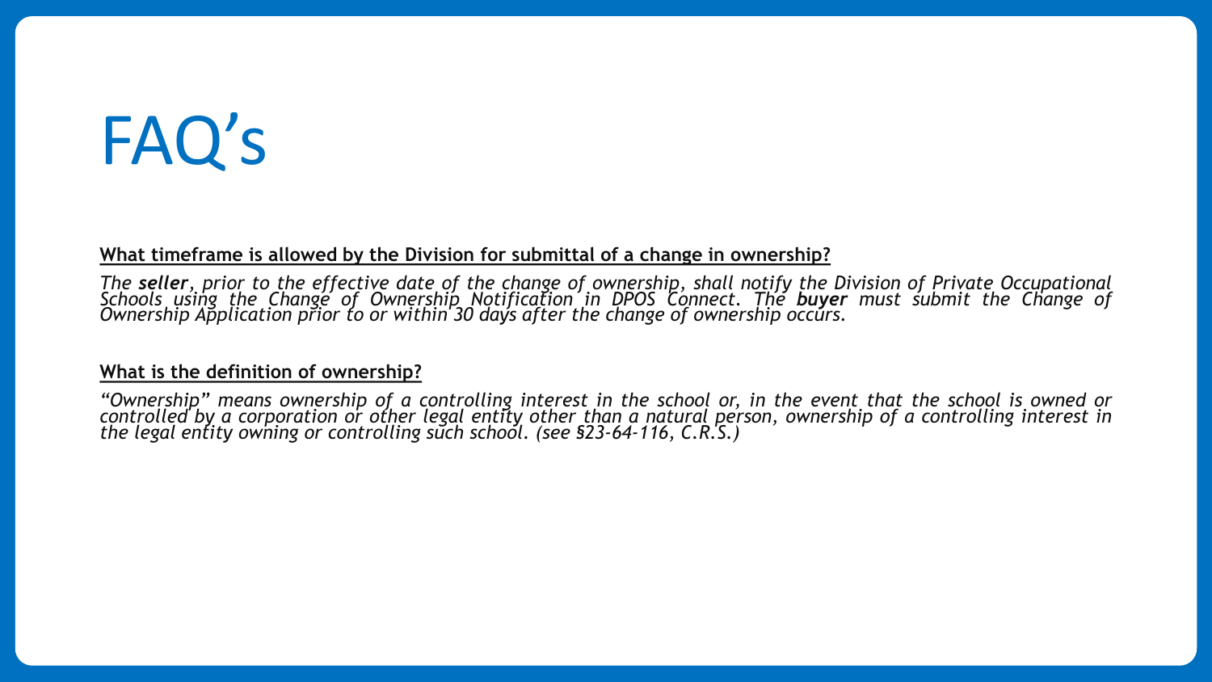# FAQ's

**What timeframe is allowed by the Division for submittal of a change in ownership?**

*The **seller**, prior to the effective date of the change of ownership, shall notify the Division of Private Occupational Schools using the Change of Ownership Notification in DPOS Connect. The **buyer** must submit the Change of Ownership Application prior to or within 30 days after the change of ownership occurs.*

**What is the definition of ownership?**

*"Ownership" means ownership of a controlling interest in the school or, in the event that the school is owned or controlled by a corporation or other legal entity other than a natural person, ownership of a controlling interest in the legal entity owning or controlling such school. (see §23-64-116, C.R.S.)*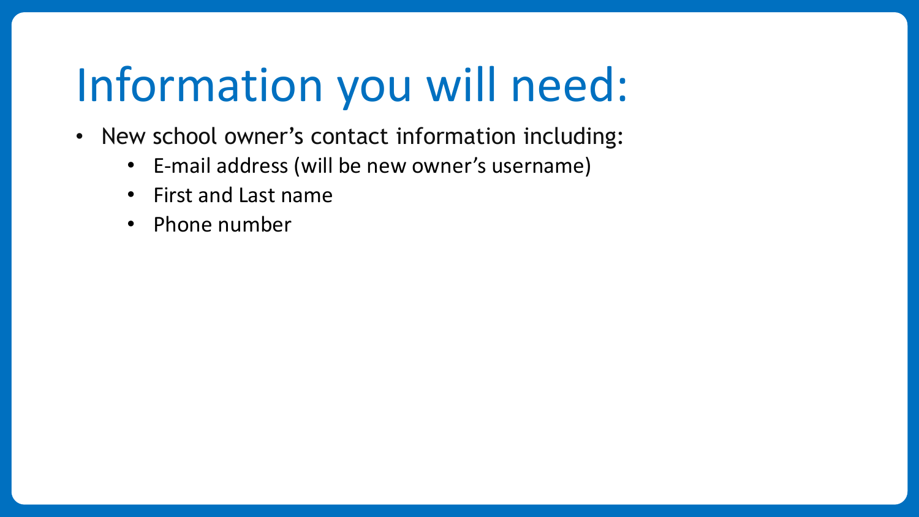# Information you will need:

- New school owner's contact information including:
  - E-mail address (will be new owner's username)
  - First and Last name
  - Phone number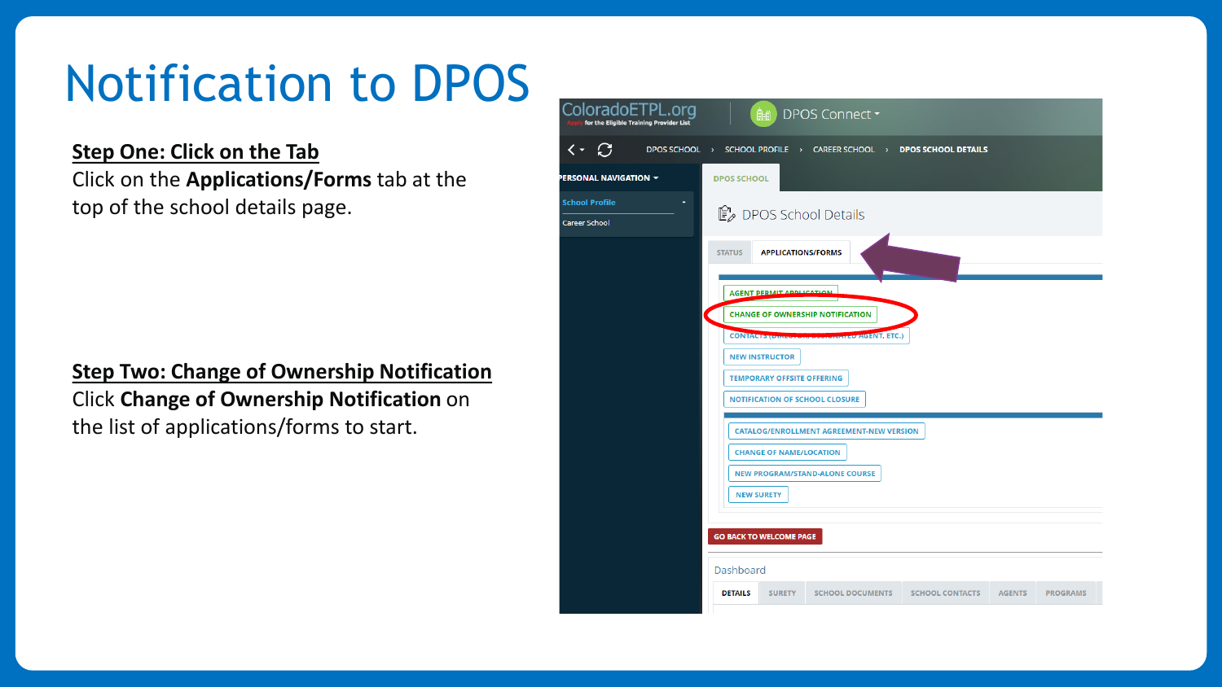# Notification to DPOS

**Step One: Click on the Tab**

Click on the **Applications/Forms** tab at the top of the school details page.

**Step Two: Change of Ownership Notification**

Click **Change of Ownership Notification** on the list of applications/forms to start.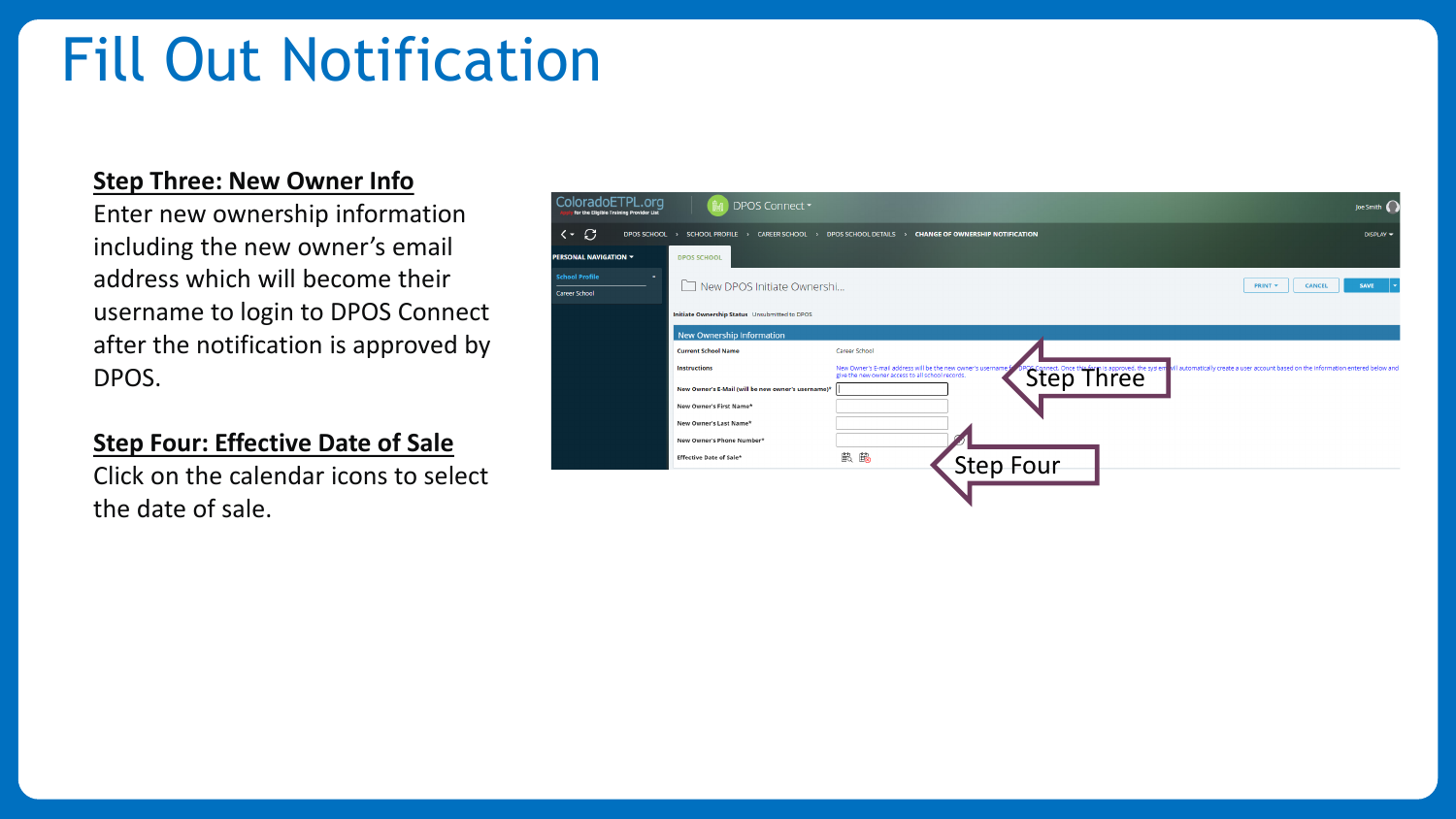# Fill Out Notification

**Step Three: New Owner Info**

Enter new ownership information including the new owner's email address which will become their username to login to DPOS Connect after the notification is approved by DPOS.

**Step Four: Effective Date of Sale**

Click on the calendar icons to select the date of sale.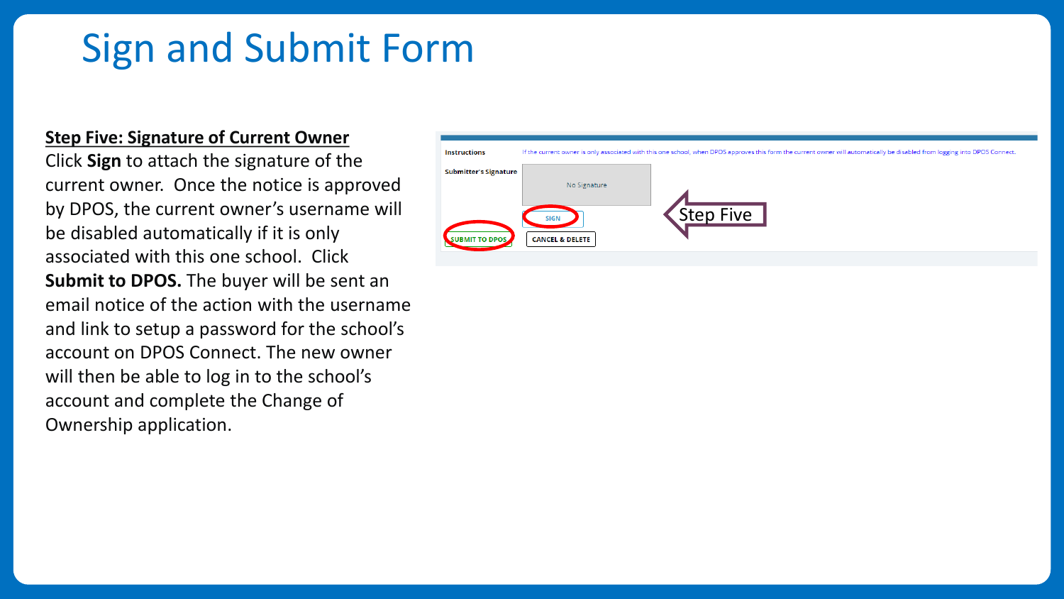# Sign and Submit Form

**<u>Step Five: Signature of Current Owner</u>**

Click **Sign** to attach the signature of the current owner. Once the notice is approved by DPOS, the current owner's username will be disabled automatically if it is only associated with this one school. Click **Submit to DPOS.** The buyer will be sent an email notice of the action with the username and link to setup a password for the school's account on DPOS Connect. The new owner will then be able to log in to the school's account and complete the Change of Ownership application.

Instructions

If the current owner is only associated with this one school, when DPOS approves this form the current owner will automatically be disabled from logging into DPOS Connect.

Submitter's Signature

No Signature

SIGN

Step Five

SUBMIT TO DPOS

CANCEL & DELETE